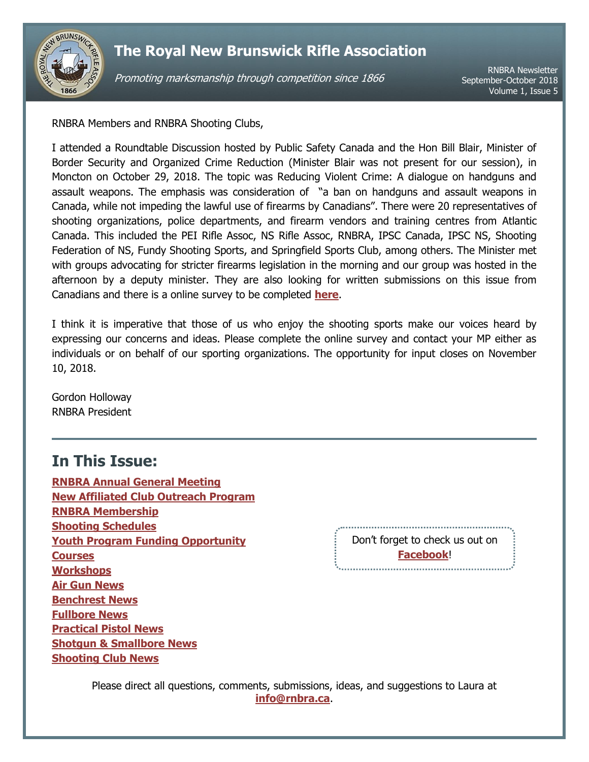# The Royal New Brunswick Rifle Association

*Promoting marksmanship through competition since 1866*

RNBRA Newsletter
September-October 2018
Volume 1, Issue 5

RNBRA Members and RNBRA Shooting Clubs,

I attended a Roundtable Discussion hosted by Public Safety Canada and the Hon Bill Blair, Minister of Border Security and Organized Crime Reduction (Minister Blair was not present for our session), in Moncton on October 29, 2018. The topic was Reducing Violent Crime: A dialogue on handguns and assault weapons. The emphasis was consideration of "a ban on handguns and assault weapons in Canada, while not impeding the lawful use of firearms by Canadians". There were 20 representatives of shooting organizations, police departments, and firearm vendors and training centres from Atlantic Canada. This included the PEI Rifle Assoc, NS Rifle Assoc, RNBRA, IPSC Canada, IPSC NS, Shooting Federation of NS, Fundy Shooting Sports, and Springfield Sports Club, among others. The Minister met with groups advocating for stricter firearms legislation in the morning and our group was hosted in the afternoon by a deputy minister. They are also looking for written submissions on this issue from Canadians and there is a online survey to be completed **here**.

I think it is imperative that those of us who enjoy the shooting sports make our voices heard by expressing our concerns and ideas. Please complete the online survey and contact your MP either as individuals or on behalf of our sporting organizations. The opportunity for input closes on November 10, 2018.

Gordon Holloway
RNBRA President

---

## In This Issue:

**RNBRA Annual General Meeting**
**New Affiliated Club Outreach Program**
**RNBRA Membership**
**Shooting Schedules**
**Youth Program Funding Opportunity**
**Courses**
**Workshops**
**Air Gun News**
**Benchrest News**
**Fullbore News**
**Practical Pistol News**
**Shotgun & Smallbore News**
**Shooting Club News**

Don't forget to check us out on **Facebook**!

Please direct all questions, comments, submissions, ideas, and suggestions to Laura at **info@rnbra.ca**.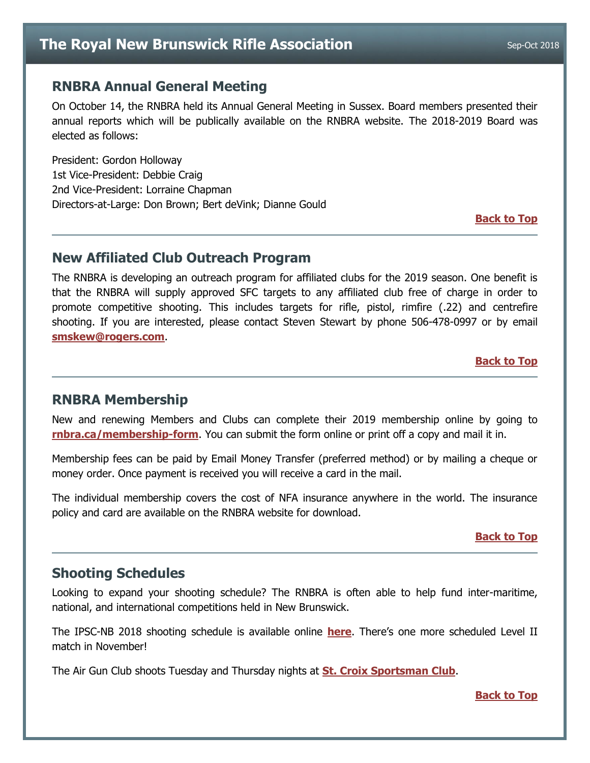## RNBRA Annual General Meeting

On October 14, the RNBRA held its Annual General Meeting in Sussex. Board members presented their annual reports which will be publically available on the RNBRA website. The 2018-2019 Board was elected as follows:

President: Gordon Holloway
1st Vice-President: Debbie Craig
2nd Vice-President: Lorraine Chapman
Directors-at-Large: Don Brown; Bert deVink; Dianne Gould

**Back to Top**

---

## New Affiliated Club Outreach Program

The RNBRA is developing an outreach program for affiliated clubs for the 2019 season. One benefit is that the RNBRA will supply approved SFC targets to any affiliated club free of charge in order to promote competitive shooting. This includes targets for rifle, pistol, rimfire (.22) and centrefire shooting. If you are interested, please contact Steven Stewart by phone 506-478-0997 or by email **smskew@rogers.com**.

**Back to Top**

---

## RNBRA Membership

New and renewing Members and Clubs can complete their 2019 membership online by going to **rnbra.ca/membership-form**. You can submit the form online or print off a copy and mail it in.

Membership fees can be paid by Email Money Transfer (preferred method) or by mailing a cheque or money order. Once payment is received you will receive a card in the mail.

The individual membership covers the cost of NFA insurance anywhere in the world. The insurance policy and card are available on the RNBRA website for download.

**Back to Top**

---

## Shooting Schedules

Looking to expand your shooting schedule? The RNBRA is often able to help fund inter-maritime, national, and international competitions held in New Brunswick.

The IPSC-NB 2018 shooting schedule is available online **here**. There's one more scheduled Level II match in November!

The Air Gun Club shoots Tuesday and Thursday nights at **St. Croix Sportsman Club**.

**Back to Top**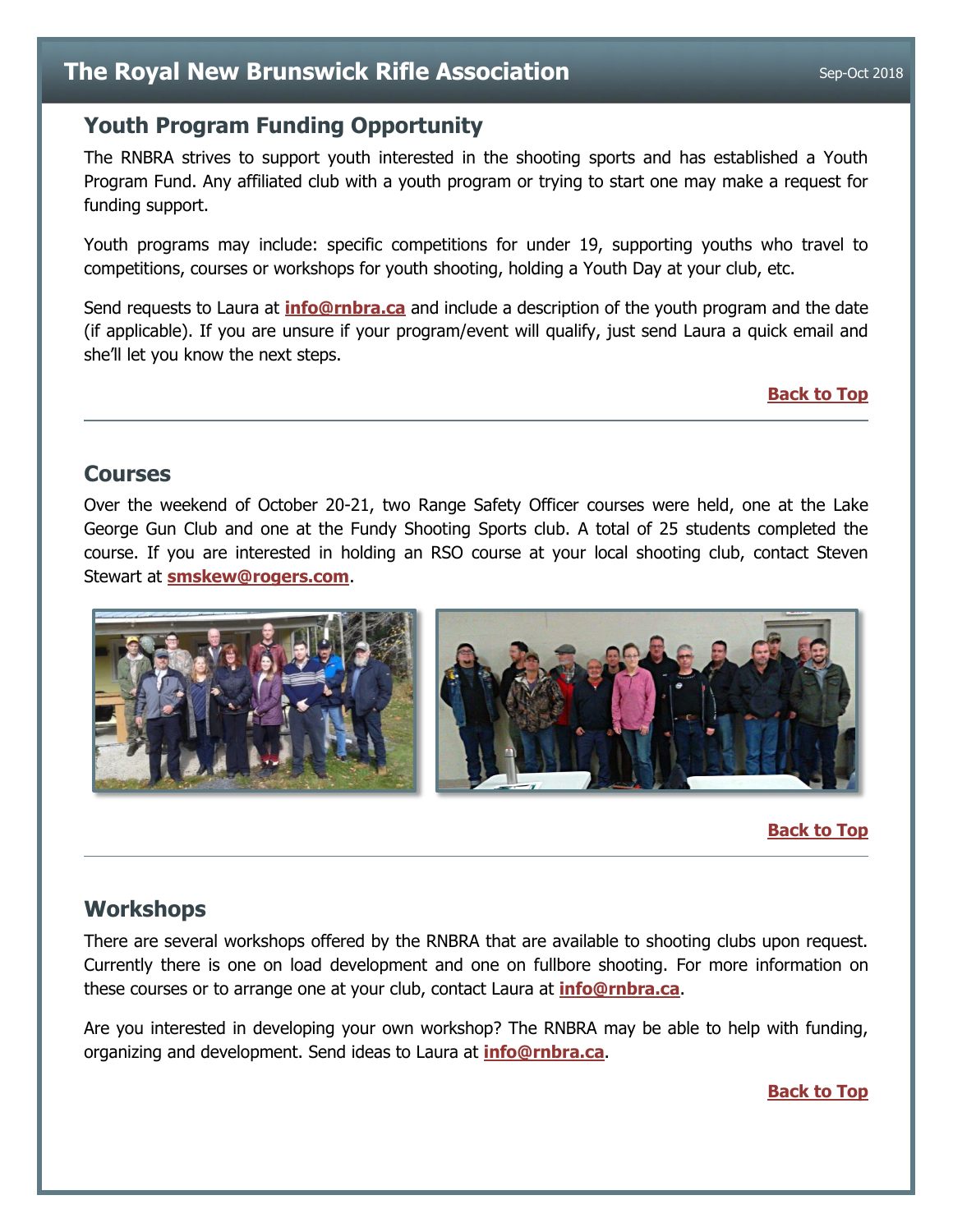## Youth Program Funding Opportunity

The RNBRA strives to support youth interested in the shooting sports and has established a Youth Program Fund. Any affiliated club with a youth program or trying to start one may make a request for funding support.

Youth programs may include: specific competitions for under 19, supporting youths who travel to competitions, courses or workshops for youth shooting, holding a Youth Day at your club, etc.

Send requests to Laura at **info@rnbra.ca** and include a description of the youth program and the date (if applicable). If you are unsure if your program/event will qualify, just send Laura a quick email and she'll let you know the next steps.

**Back to Top**

---

## Courses

Over the weekend of October 20-21, two Range Safety Officer courses were held, one at the Lake George Gun Club and one at the Fundy Shooting Sports club. A total of 25 students completed the course. If you are interested in holding an RSO course at your local shooting club, contact Steven Stewart at **smskew@rogers.com**.

**Back to Top**

---

## Workshops

There are several workshops offered by the RNBRA that are available to shooting clubs upon request. Currently there is one on load development and one on fullbore shooting. For more information on these courses or to arrange one at your club, contact Laura at **info@rnbra.ca**.

Are you interested in developing your own workshop? The RNBRA may be able to help with funding, organizing and development. Send ideas to Laura at **info@rnbra.ca**.

**Back to Top**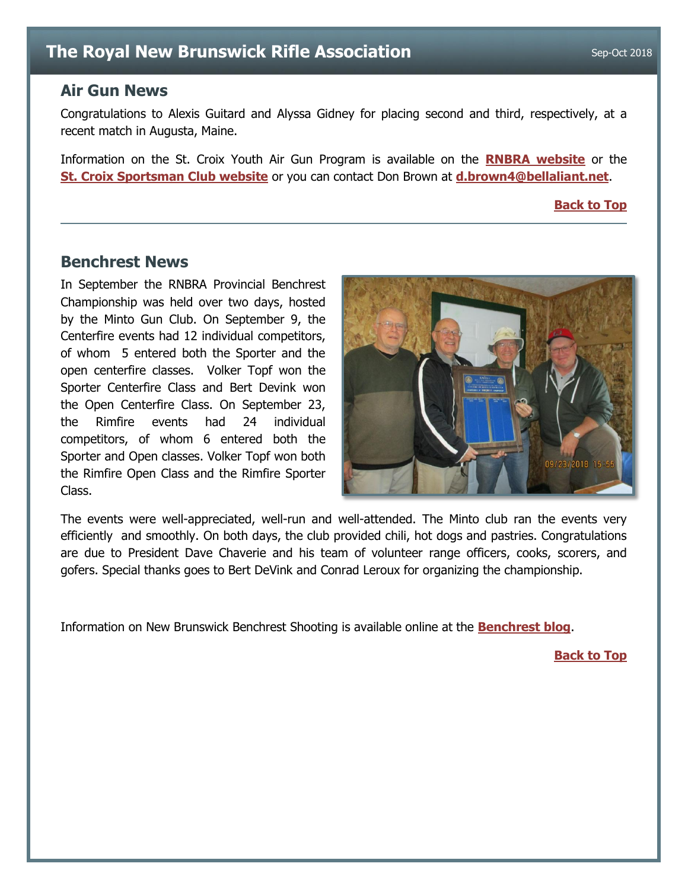## Air Gun News

Congratulations to Alexis Guitard and Alyssa Gidney for placing second and third, respectively, at a recent match in Augusta, Maine.

Information on the St. Croix Youth Air Gun Program is available on the **RNBRA website** or the **St. Croix Sportsman Club website** or you can contact Don Brown at **d.brown4@bellaliant.net**.

**Back to Top**

---

## Benchrest News

In September the RNBRA Provincial Benchrest Championship was held over two days, hosted by the Minto Gun Club. On September 9, the Centerfire events had 12 individual competitors, of whom 5 entered both the Sporter and the open centerfire classes. Volker Topf won the Sporter Centerfire Class and Bert Devink won the Open Centerfire Class. On September 23, the Rimfire events had 24 individual competitors, of whom 6 entered both the Sporter and Open classes. Volker Topf won both the Rimfire Open Class and the Rimfire Sporter Class.

The events were well-appreciated, well-run and well-attended. The Minto club ran the events very efficiently and smoothly. On both days, the club provided chili, hot dogs and pastries. Congratulations are due to President Dave Chaverie and his team of volunteer range officers, cooks, scorers, and gofers. Special thanks goes to Bert DeVink and Conrad Leroux for organizing the championship.

Information on New Brunswick Benchrest Shooting is available online at the **Benchrest blog**.

**Back to Top**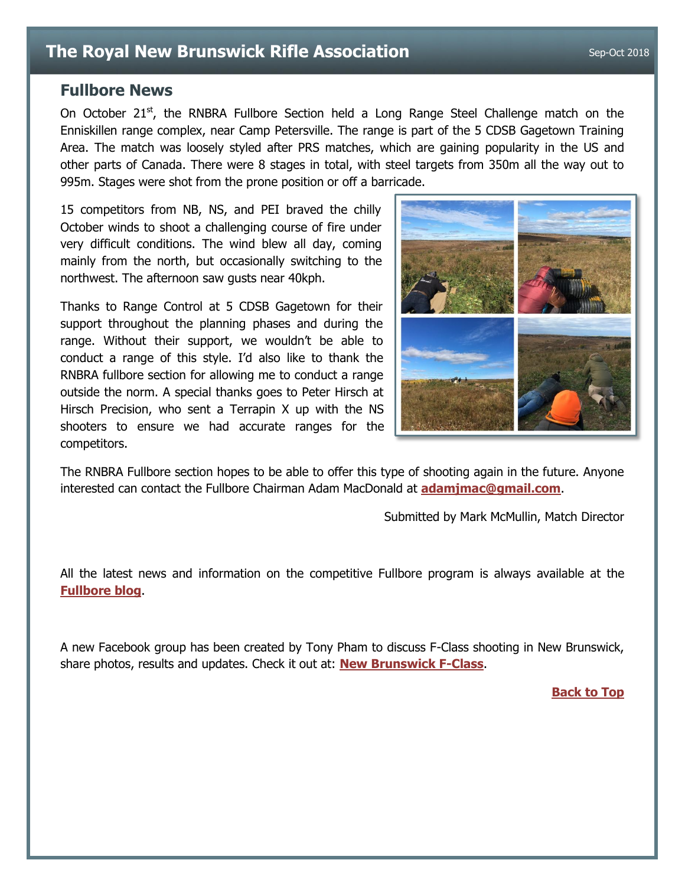## Fullbore News

On October 21st, the RNBRA Fullbore Section held a Long Range Steel Challenge match on the Enniskillen range complex, near Camp Petersville. The range is part of the 5 CDSB Gagetown Training Area. The match was loosely styled after PRS matches, which are gaining popularity in the US and other parts of Canada. There were 8 stages in total, with steel targets from 350m all the way out to 995m. Stages were shot from the prone position or off a barricade.

15 competitors from NB, NS, and PEI braved the chilly October winds to shoot a challenging course of fire under very difficult conditions. The wind blew all day, coming mainly from the north, but occasionally switching to the northwest. The afternoon saw gusts near 40kph.

Thanks to Range Control at 5 CDSB Gagetown for their support throughout the planning phases and during the range. Without their support, we wouldn't be able to conduct a range of this style. I'd also like to thank the RNBRA fullbore section for allowing me to conduct a range outside the norm. A special thanks goes to Peter Hirsch at Hirsch Precision, who sent a Terrapin X up with the NS shooters to ensure we had accurate ranges for the competitors.

The RNBRA Fullbore section hopes to be able to offer this type of shooting again in the future. Anyone interested can contact the Fullbore Chairman Adam MacDonald at **adamjmac@gmail.com**.

Submitted by Mark McMullin, Match Director

All the latest news and information on the competitive Fullbore program is always available at the **Fullbore blog**.

A new Facebook group has been created by Tony Pham to discuss F-Class shooting in New Brunswick, share photos, results and updates. Check it out at: **New Brunswick F-Class**.

**Back to Top**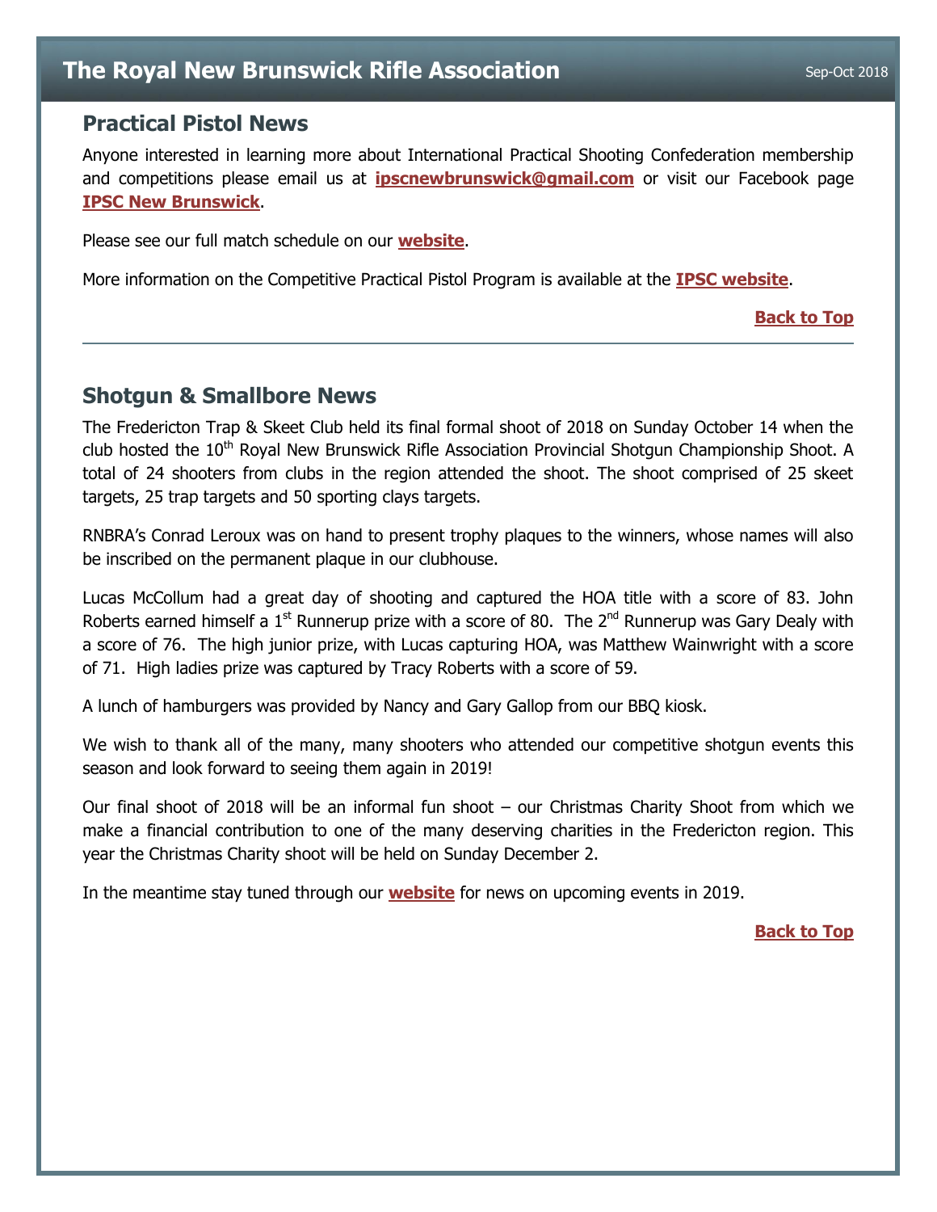## Practical Pistol News

Anyone interested in learning more about International Practical Shooting Confederation membership and competitions please email us at **ipscnewbrunswick@gmail.com** or visit our Facebook page **IPSC New Brunswick**.

Please see our full match schedule on our **website**.

More information on the Competitive Practical Pistol Program is available at the **IPSC website**.

**Back to Top**

---

## Shotgun & Smallbore News

The Fredericton Trap & Skeet Club held its final formal shoot of 2018 on Sunday October 14 when the club hosted the 10th Royal New Brunswick Rifle Association Provincial Shotgun Championship Shoot. A total of 24 shooters from clubs in the region attended the shoot. The shoot comprised of 25 skeet targets, 25 trap targets and 50 sporting clays targets.

RNBRA's Conrad Leroux was on hand to present trophy plaques to the winners, whose names will also be inscribed on the permanent plaque in our clubhouse.

Lucas McCollum had a great day of shooting and captured the HOA title with a score of 83. John Roberts earned himself a 1st Runnerup prize with a score of 80. The 2nd Runnerup was Gary Dealy with a score of 76. The high junior prize, with Lucas capturing HOA, was Matthew Wainwright with a score of 71. High ladies prize was captured by Tracy Roberts with a score of 59.

A lunch of hamburgers was provided by Nancy and Gary Gallop from our BBQ kiosk.

We wish to thank all of the many, many shooters who attended our competitive shotgun events this season and look forward to seeing them again in 2019!

Our final shoot of 2018 will be an informal fun shoot – our Christmas Charity Shoot from which we make a financial contribution to one of the many deserving charities in the Fredericton region. This year the Christmas Charity shoot will be held on Sunday December 2.

In the meantime stay tuned through our **website** for news on upcoming events in 2019.

**Back to Top**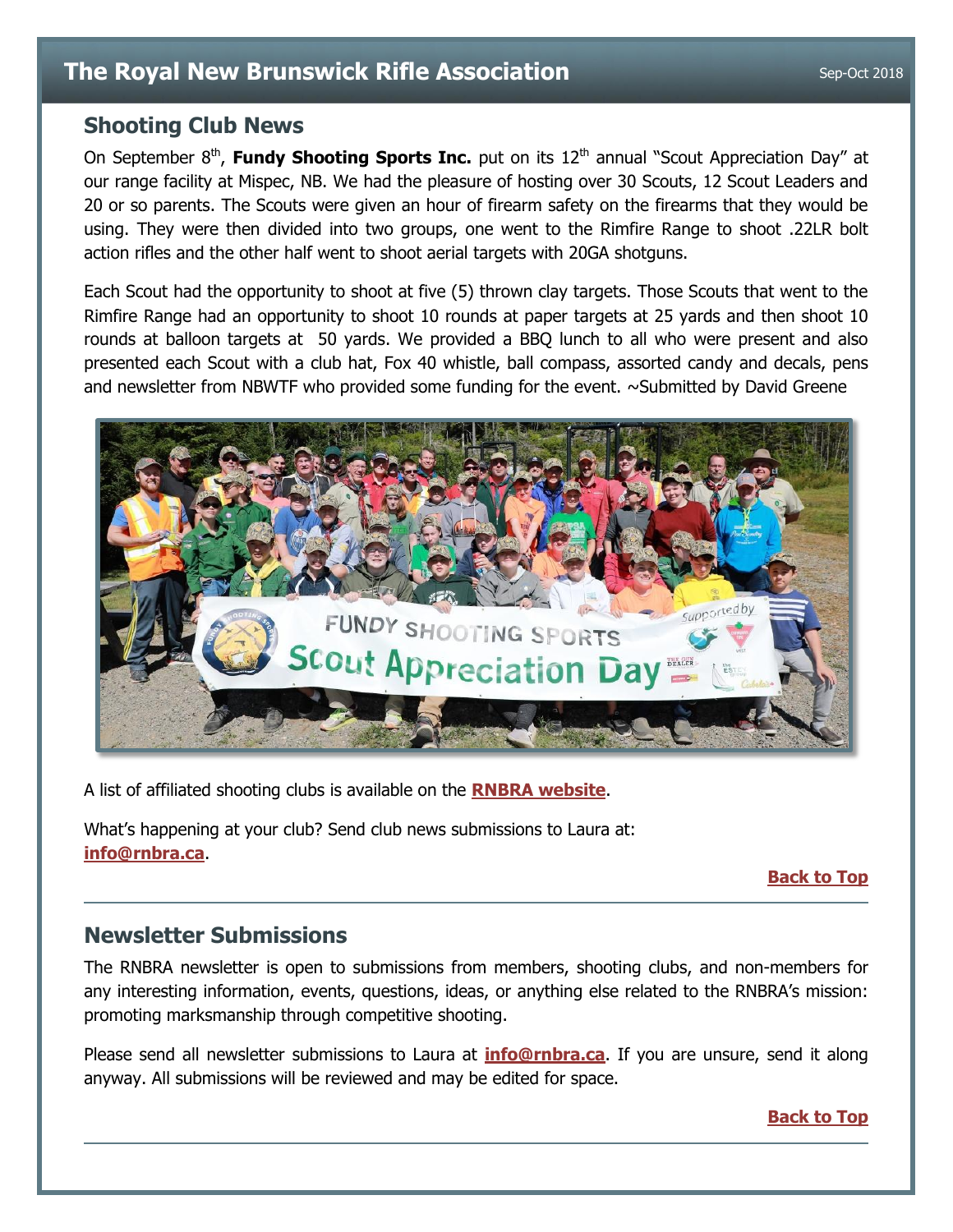## Shooting Club News

On September 8th, **Fundy Shooting Sports Inc.** put on its 12th annual "Scout Appreciation Day" at our range facility at Mispec, NB. We had the pleasure of hosting over 30 Scouts, 12 Scout Leaders and 20 or so parents. The Scouts were given an hour of firearm safety on the firearms that they would be using. They were then divided into two groups, one went to the Rimfire Range to shoot .22LR bolt action rifles and the other half went to shoot aerial targets with 20GA shotguns.

Each Scout had the opportunity to shoot at five (5) thrown clay targets. Those Scouts that went to the Rimfire Range had an opportunity to shoot 10 rounds at paper targets at 25 yards and then shoot 10 rounds at balloon targets at 50 yards. We provided a BBQ lunch to all who were present and also presented each Scout with a club hat, Fox 40 whistle, ball compass, assorted candy and decals, pens and newsletter from NBWTF who provided some funding for the event. ~Submitted by David Greene

A list of affiliated shooting clubs is available on the **RNBRA website**.

What's happening at your club? Send club news submissions to Laura at: **info@rnbra.ca**.

**Back to Top**

## Newsletter Submissions

The RNBRA newsletter is open to submissions from members, shooting clubs, and non-members for any interesting information, events, questions, ideas, or anything else related to the RNBRA's mission: promoting marksmanship through competitive shooting.

Please send all newsletter submissions to Laura at **info@rnbra.ca**. If you are unsure, send it along anyway. All submissions will be reviewed and may be edited for space.

**Back to Top**